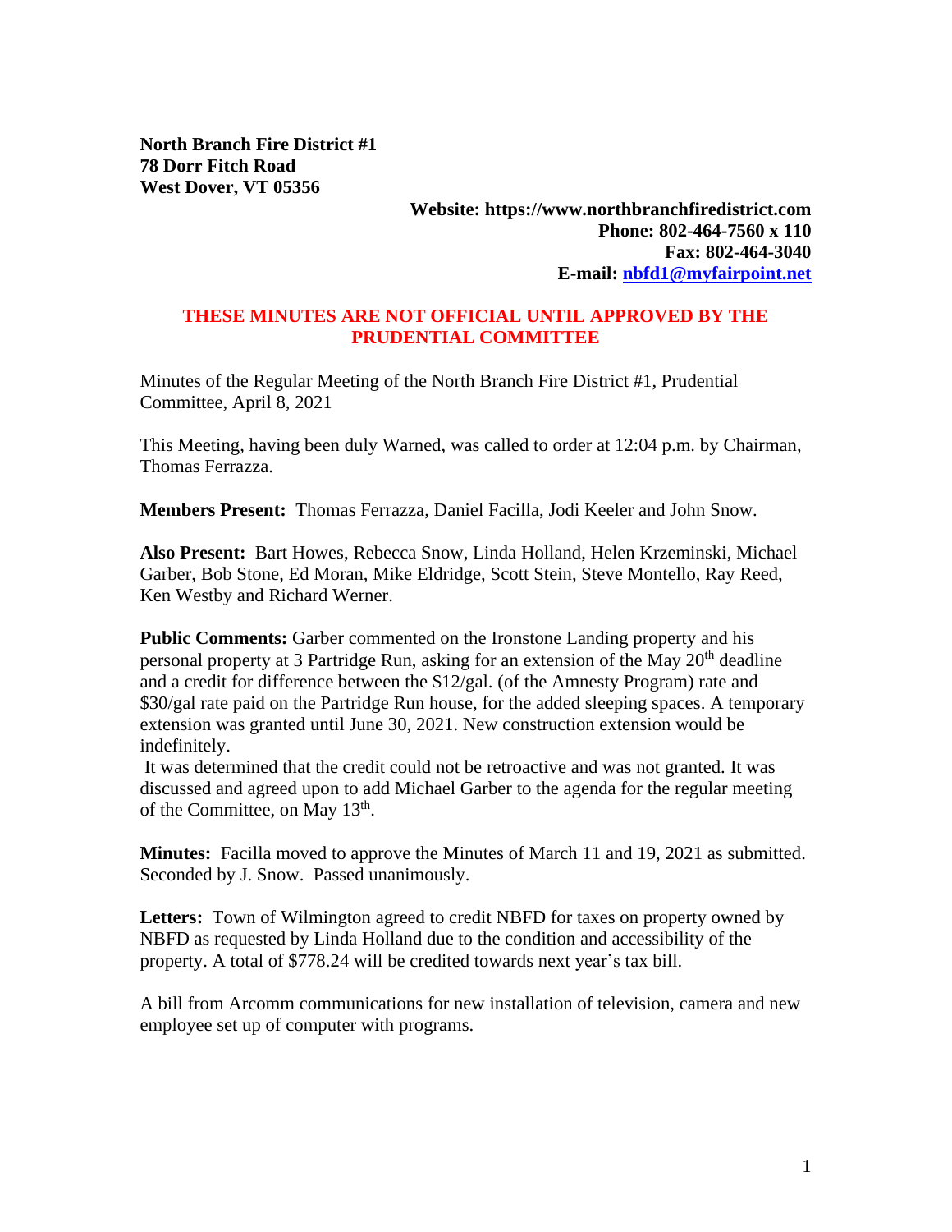**North Branch Fire District #1**
**78 Dorr Fitch Road**
**West Dover, VT 05356**

**Website: https://www.northbranchfiredistrict.com**
**Phone: 802-464-7560 x 110**
**Fax: 802-464-3040**
**E-mail: [nbfd1@myfairpoint.net](mailto:nbfd1@myfairpoint.net)**

**THESE MINUTES ARE NOT OFFICIAL UNTIL APPROVED BY THE PRUDENTIAL COMMITTEE**

Minutes of the Regular Meeting of the North Branch Fire District #1, Prudential Committee, April 8, 2021

This Meeting, having been duly Warned, was called to order at 12:04 p.m. by Chairman, Thomas Ferrazza.

**Members Present:** Thomas Ferrazza, Daniel Facilla, Jodi Keeler and John Snow.

**Also Present:** Bart Howes, Rebecca Snow, Linda Holland, Helen Krzeminski, Michael Garber, Bob Stone, Ed Moran, Mike Eldridge, Scott Stein, Steve Montello, Ray Reed, Ken Westby and Richard Werner.

**Public Comments:** Garber commented on the Ironstone Landing property and his personal property at 3 Partridge Run, asking for an extension of the May 20th deadline and a credit for difference between the $12/gal. (of the Amnesty Program) rate and $30/gal rate paid on the Partridge Run house, for the added sleeping spaces. A temporary extension was granted until June 30, 2021. New construction extension would be indefinitely.

It was determined that the credit could not be retroactive and was not granted. It was discussed and agreed upon to add Michael Garber to the agenda for the regular meeting of the Committee, on May 13th.

**Minutes:** Facilla moved to approve the Minutes of March 11 and 19, 2021 as submitted. Seconded by J. Snow. Passed unanimously.

**Letters:** Town of Wilmington agreed to credit NBFD for taxes on property owned by NBFD as requested by Linda Holland due to the condition and accessibility of the property. A total of $778.24 will be credited towards next year's tax bill.

A bill from Arcomm communications for new installation of television, camera and new employee set up of computer with programs.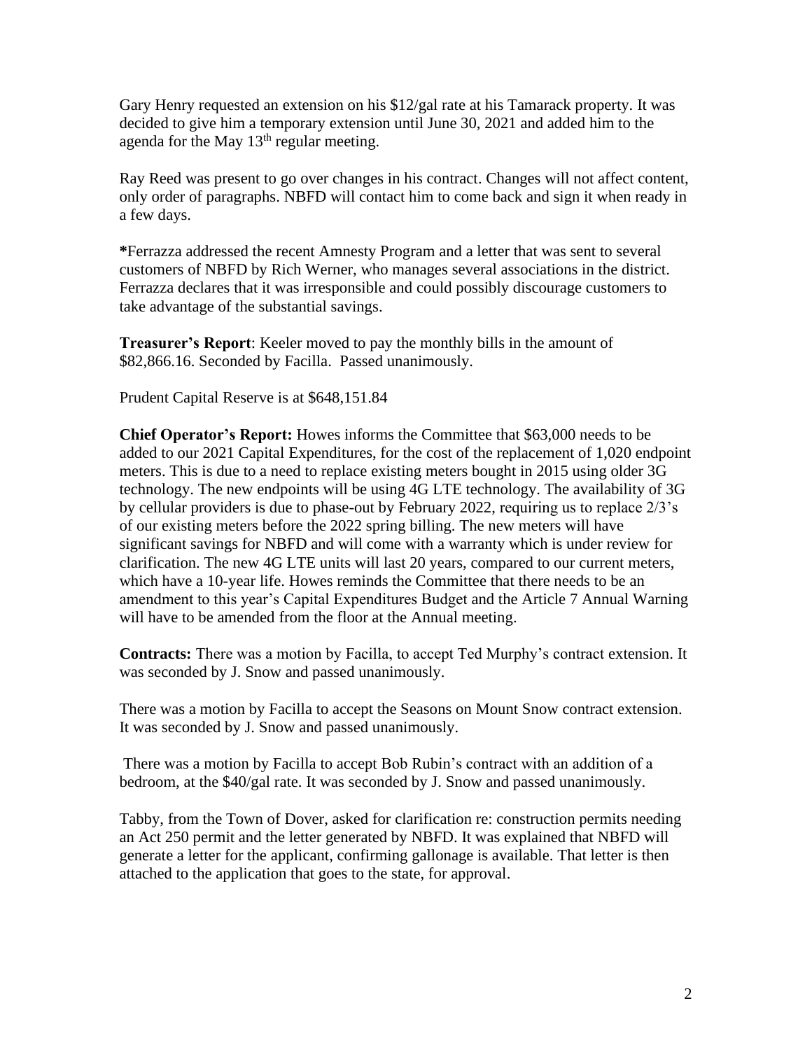Gary Henry requested an extension on his $12/gal rate at his Tamarack property. It was decided to give him a temporary extension until June 30, 2021 and added him to the agenda for the May 13th regular meeting.

Ray Reed was present to go over changes in his contract. Changes will not affect content, only order of paragraphs. NBFD will contact him to come back and sign it when ready in a few days.

**\***Ferrazza addressed the recent Amnesty Program and a letter that was sent to several customers of NBFD by Rich Werner, who manages several associations in the district. Ferrazza declares that it was irresponsible and could possibly discourage customers to take advantage of the substantial savings.

**Treasurer's Report**: Keeler moved to pay the monthly bills in the amount of $82,866.16. Seconded by Facilla. Passed unanimously.

Prudent Capital Reserve is at $648,151.84

**Chief Operator's Report:** Howes informs the Committee that $63,000 needs to be added to our 2021 Capital Expenditures, for the cost of the replacement of 1,020 endpoint meters. This is due to a need to replace existing meters bought in 2015 using older 3G technology. The new endpoints will be using 4G LTE technology. The availability of 3G by cellular providers is due to phase-out by February 2022, requiring us to replace 2/3's of our existing meters before the 2022 spring billing. The new meters will have significant savings for NBFD and will come with a warranty which is under review for clarification. The new 4G LTE units will last 20 years, compared to our current meters, which have a 10-year life. Howes reminds the Committee that there needs to be an amendment to this year's Capital Expenditures Budget and the Article 7 Annual Warning will have to be amended from the floor at the Annual meeting.

**Contracts:** There was a motion by Facilla, to accept Ted Murphy's contract extension. It was seconded by J. Snow and passed unanimously.

There was a motion by Facilla to accept the Seasons on Mount Snow contract extension. It was seconded by J. Snow and passed unanimously.

There was a motion by Facilla to accept Bob Rubin's contract with an addition of a bedroom, at the $40/gal rate. It was seconded by J. Snow and passed unanimously.

Tabby, from the Town of Dover, asked for clarification re: construction permits needing an Act 250 permit and the letter generated by NBFD. It was explained that NBFD will generate a letter for the applicant, confirming gallonage is available. That letter is then attached to the application that goes to the state, for approval.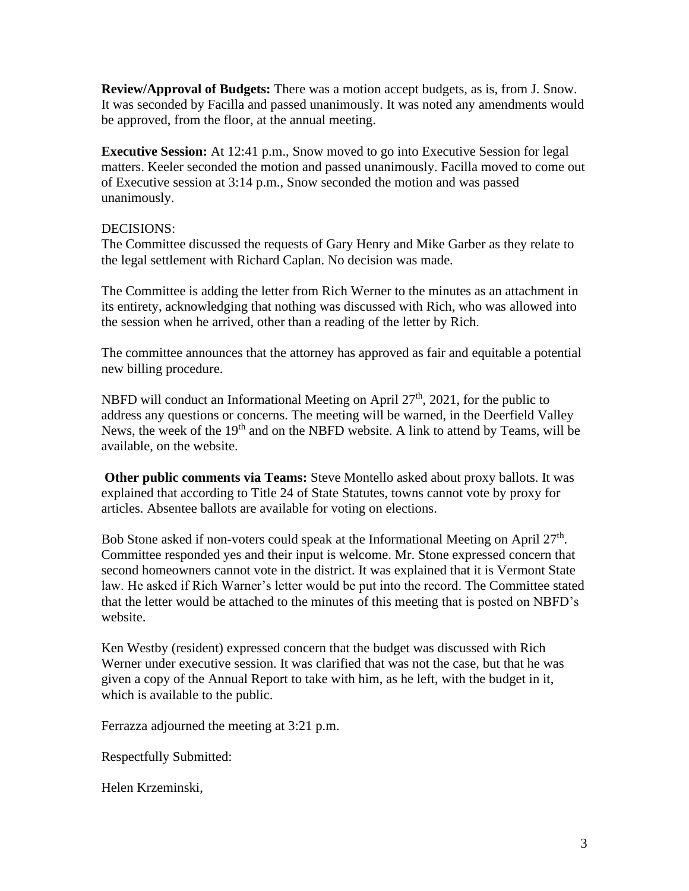**Review/Approval of Budgets:** There was a motion accept budgets, as is, from J. Snow. It was seconded by Facilla and passed unanimously. It was noted any amendments would be approved, from the floor, at the annual meeting.

**Executive Session:** At 12:41 p.m., Snow moved to go into Executive Session for legal matters. Keeler seconded the motion and passed unanimously. Facilla moved to come out of Executive session at 3:14 p.m., Snow seconded the motion and was passed unanimously.

DECISIONS:

The Committee discussed the requests of Gary Henry and Mike Garber as they relate to the legal settlement with Richard Caplan. No decision was made.

The Committee is adding the letter from Rich Werner to the minutes as an attachment in its entirety, acknowledging that nothing was discussed with Rich, who was allowed into the session when he arrived, other than a reading of the letter by Rich.

The committee announces that the attorney has approved as fair and equitable a potential new billing procedure.

NBFD will conduct an Informational Meeting on April 27th, 2021, for the public to address any questions or concerns. The meeting will be warned, in the Deerfield Valley News, the week of the 19th and on the NBFD website. A link to attend by Teams, will be available, on the website.

**Other public comments via Teams:** Steve Montello asked about proxy ballots. It was explained that according to Title 24 of State Statutes, towns cannot vote by proxy for articles. Absentee ballots are available for voting on elections.

Bob Stone asked if non-voters could speak at the Informational Meeting on April 27th. Committee responded yes and their input is welcome. Mr. Stone expressed concern that second homeowners cannot vote in the district. It was explained that it is Vermont State law. He asked if Rich Warner's letter would be put into the record. The Committee stated that the letter would be attached to the minutes of this meeting that is posted on NBFD's website.

Ken Westby (resident) expressed concern that the budget was discussed with Rich Werner under executive session. It was clarified that was not the case, but that he was given a copy of the Annual Report to take with him, as he left, with the budget in it, which is available to the public.

Ferrazza adjourned the meeting at 3:21 p.m.

Respectfully Submitted:

Helen Krzeminski,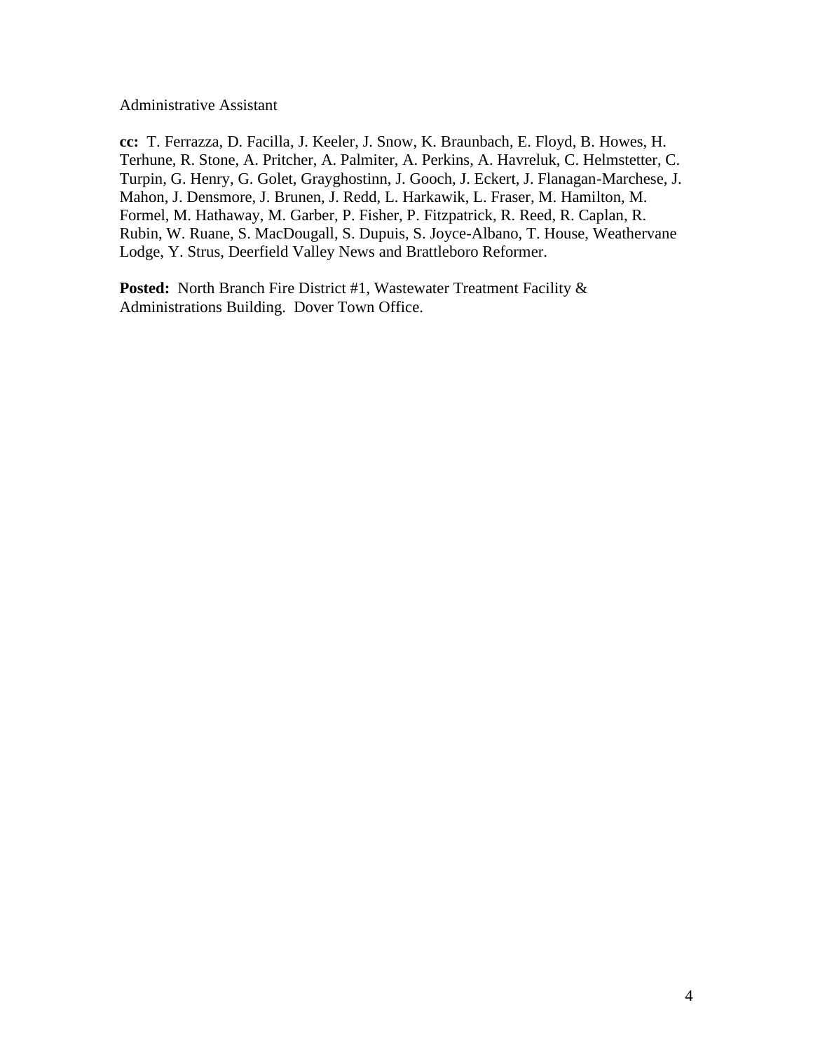Administrative Assistant

**cc:** T. Ferrazza, D. Facilla, J. Keeler, J. Snow, K. Braunbach, E. Floyd, B. Howes, H. Terhune, R. Stone, A. Pritcher, A. Palmiter, A. Perkins, A. Havreluk, C. Helmstetter, C. Turpin, G. Henry, G. Golet, Grayghostinn, J. Gooch, J. Eckert, J. Flanagan-Marchese, J. Mahon, J. Densmore, J. Brunen, J. Redd, L. Harkawik, L. Fraser, M. Hamilton, M. Formel, M. Hathaway, M. Garber, P. Fisher, P. Fitzpatrick, R. Reed, R. Caplan, R. Rubin, W. Ruane, S. MacDougall, S. Dupuis, S. Joyce-Albano, T. House, Weathervane Lodge, Y. Strus, Deerfield Valley News and Brattleboro Reformer.

**Posted:** North Branch Fire District #1, Wastewater Treatment Facility & Administrations Building. Dover Town Office.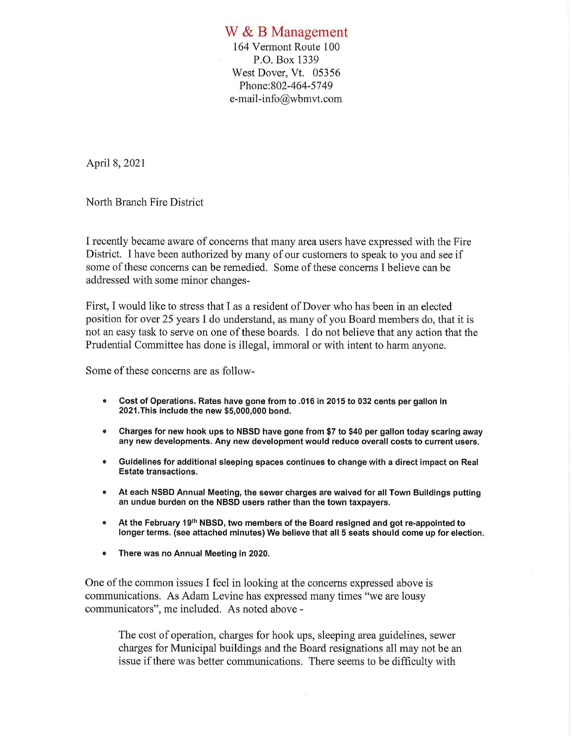# W & B Management

164 Vermont Route 100
P.O. Box 1339
West Dover, Vt. 05356
Phone:802-464-5749
e-mail-info@wbmvt.com

April 8, 2021

North Branch Fire District

I recently became aware of concerns that many area users have expressed with the Fire District. I have been authorized by many of our customers to speak to you and see if some of these concerns can be remedied. Some of these concerns I believe can be addressed with some minor changes-

First, I would like to stress that I as a resident of Dover who has been in an elected position for over 25 years I do understand, as many of you Board members do, that it is not an easy task to serve on one of these boards. I do not believe that any action that the Prudential Committee has done is illegal, immoral or with intent to harm anyone.

Some of these concerns are as follow-

- **Cost of Operations. Rates have gone from to .016 in 2015 to 032 cents per gallon in 2021.This include the new $5,000,000 bond.**
- **Charges for new hook ups to NBSD have gone from $7 to $40 per gallon today scaring away any new developments. Any new development would reduce overall costs to current users.**
- **Guidelines for additional sleeping spaces continues to change with a direct impact on Real Estate transactions.**
- **At each NSBD Annual Meeting, the sewer charges are waived for all Town Buildings putting an undue burden on the NBSD users rather than the town taxpayers.**
- **At the February 19th NBSD, two members of the Board resigned and got re-appointed to longer terms. (see attached minutes) We believe that all 5 seats should come up for election.**
- **There was no Annual Meeting in 2020.**

One of the common issues I feel in looking at the concerns expressed above is communications. As Adam Levine has expressed many times "we are lousy communicators", me included. As noted above -

> The cost of operation, charges for hook ups, sleeping area guidelines, sewer charges for Municipal buildings and the Board resignations all may not be an issue if there was better communications. There seems to be difficulty with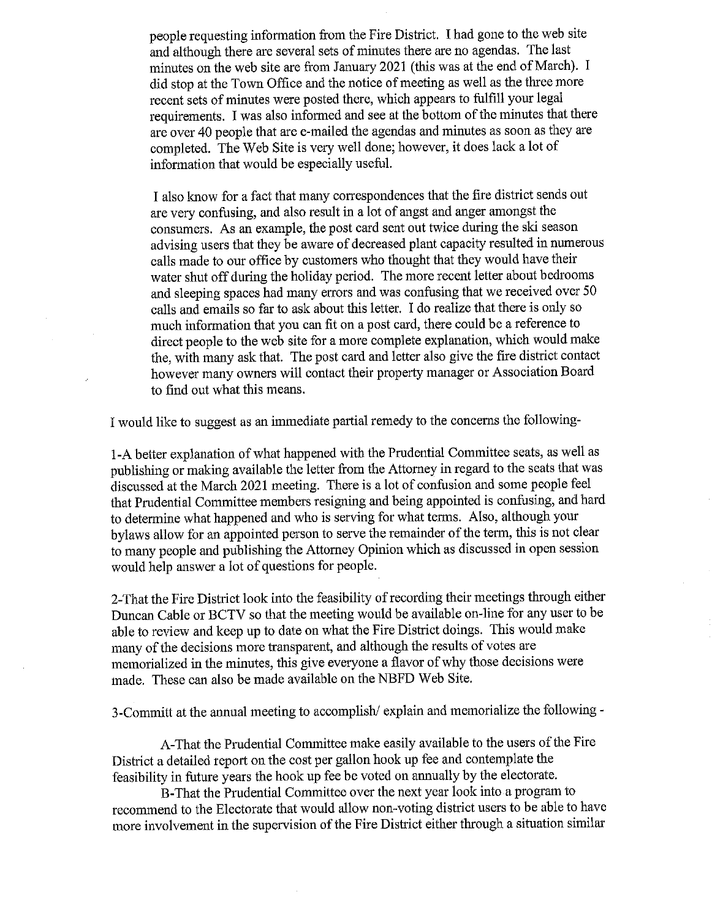people requesting information from the Fire District. I had gone to the web site and although there are several sets of minutes there are no agendas. The last minutes on the web site are from January 2021 (this was at the end of March). I did stop at the Town Office and the notice of meeting as well as the three more recent sets of minutes were posted there, which appears to fulfill your legal requirements. I was also informed and see at the bottom of the minutes that there are over 40 people that are e-mailed the agendas and minutes as soon as they are completed. The Web Site is very well done; however, it does lack a lot of information that would be especially useful.

I also know for a fact that many correspondences that the fire district sends out are very confusing, and also result in a lot of angst and anger amongst the consumers. As an example, the post card sent out twice during the ski season advising users that they be aware of decreased plant capacity resulted in numerous calls made to our office by customers who thought that they would have their water shut off during the holiday period. The more recent letter about bedrooms and sleeping spaces had many errors and was confusing that we received over 50 calls and emails so far to ask about this letter. I do realize that there is only so much information that you can fit on a post card, there could be a reference to direct people to the web site for a more complete explanation, which would make the, with many ask that. The post card and letter also give the fire district contact however many owners will contact their property manager or Association Board to find out what this means.

I would like to suggest as an immediate partial remedy to the concerns the following-

1-A better explanation of what happened with the Prudential Committee seats, as well as publishing or making available the letter from the Attorney in regard to the seats that was discussed at the March 2021 meeting. There is a lot of confusion and some people feel that Prudential Committee members resigning and being appointed is confusing, and hard to determine what happened and who is serving for what terms. Also, although your bylaws allow for an appointed person to serve the remainder of the term, this is not clear to many people and publishing the Attorney Opinion which as discussed in open session would help answer a lot of questions for people.

2-That the Fire District look into the feasibility of recording their meetings through either Duncan Cable or BCTV so that the meeting would be available on-line for any user to be able to review and keep up to date on what the Fire District doings. This would make many of the decisions more transparent, and although the results of votes are memorialized in the minutes, this give everyone a flavor of why those decisions were made. These can also be made available on the NBFD Web Site.

3-Committ at the annual meeting to accomplish/ explain and memorialize the following -

A-That the Prudential Committee make easily available to the users of the Fire District a detailed report on the cost per gallon hook up fee and contemplate the feasibility in future years the hook up fee be voted on annually by the electorate.

B-That the Prudential Committee over the next year look into a program to recommend to the Electorate that would allow non-voting district users to be able to have more involvement in the supervision of the Fire District either through a situation similar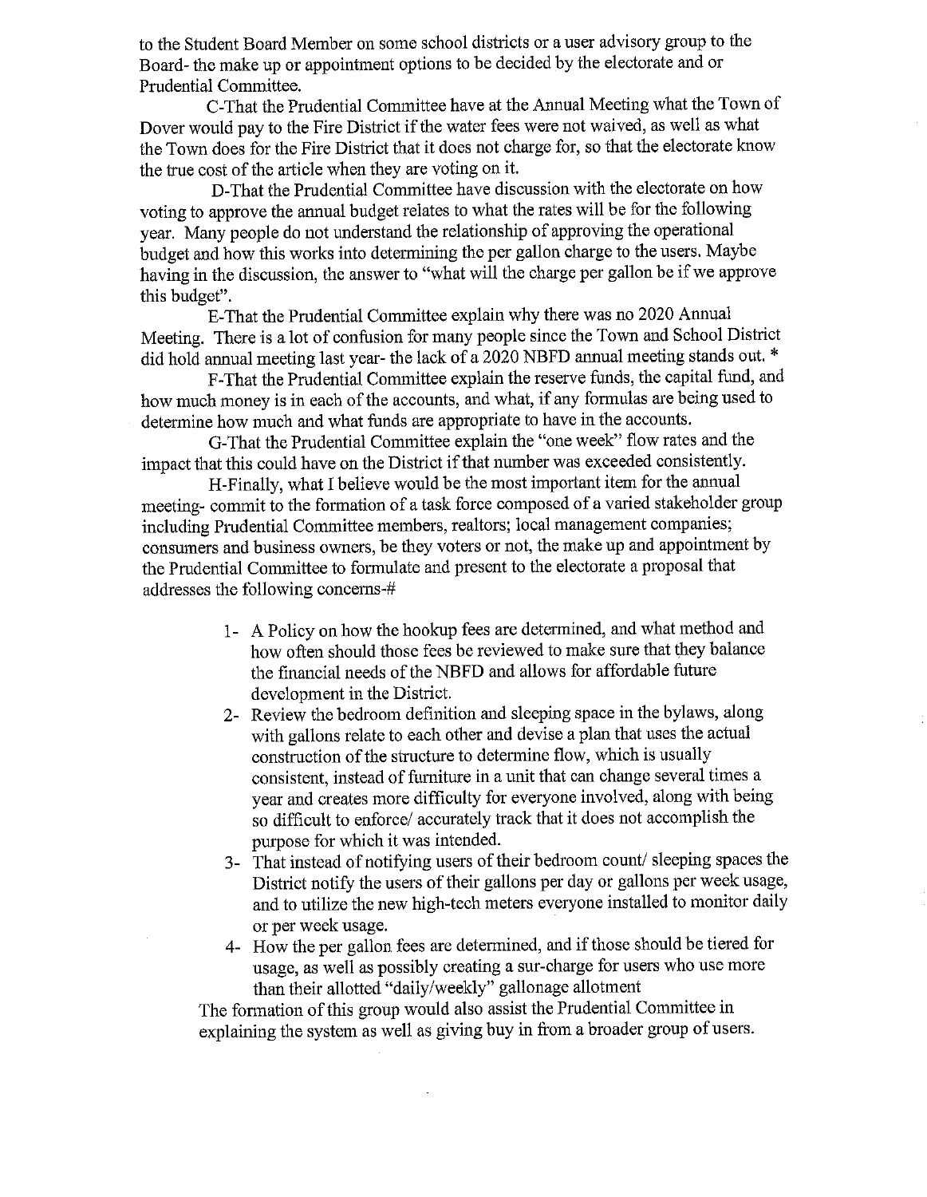to the Student Board Member on some school districts or a user advisory group to the Board- the make up or appointment options to be decided by the electorate and or Prudential Committee.

C-That the Prudential Committee have at the Annual Meeting what the Town of Dover would pay to the Fire District if the water fees were not waived, as well as what the Town does for the Fire District that it does not charge for, so that the electorate know the true cost of the article when they are voting on it.

D-That the Prudential Committee have discussion with the electorate on how voting to approve the annual budget relates to what the rates will be for the following year. Many people do not understand the relationship of approving the operational budget and how this works into determining the per gallon charge to the users. Maybe having in the discussion, the answer to "what will the charge per gallon be if we approve this budget".

E-That the Prudential Committee explain why there was no 2020 Annual Meeting. There is a lot of confusion for many people since the Town and School District did hold annual meeting last year- the lack of a 2020 NBFD annual meeting stands out. *

F-That the Prudential Committee explain the reserve funds, the capital fund, and how much money is in each of the accounts, and what, if any formulas are being used to determine how much and what funds are appropriate to have in the accounts.

G-That the Prudential Committee explain the "one week" flow rates and the impact that this could have on the District if that number was exceeded consistently.

H-Finally, what I believe would be the most important item for the annual meeting- commit to the formation of a task force composed of a varied stakeholder group including Prudential Committee members, realtors; local management companies; consumers and business owners, be they voters or not, the make up and appointment by the Prudential Committee to formulate and present to the electorate a proposal that addresses the following concerns-#

1- A Policy on how the hookup fees are determined, and what method and how often should those fees be reviewed to make sure that they balance the financial needs of the NBFD and allows for affordable future development in the District.
2- Review the bedroom definition and sleeping space in the bylaws, along with gallons relate to each other and devise a plan that uses the actual construction of the structure to determine flow, which is usually consistent, instead of furniture in a unit that can change several times a year and creates more difficulty for everyone involved, along with being so difficult to enforce/ accurately track that it does not accomplish the purpose for which it was intended.
3- That instead of notifying users of their bedroom count/ sleeping spaces the District notify the users of their gallons per day or gallons per week usage, and to utilize the new high-tech meters everyone installed to monitor daily or per week usage.
4- How the per gallon fees are determined, and if those should be tiered for usage, as well as possibly creating a sur-charge for users who use more than their allotted "daily/weekly" gallonage allotment

The formation of this group would also assist the Prudential Committee in explaining the system as well as giving buy in from a broader group of users.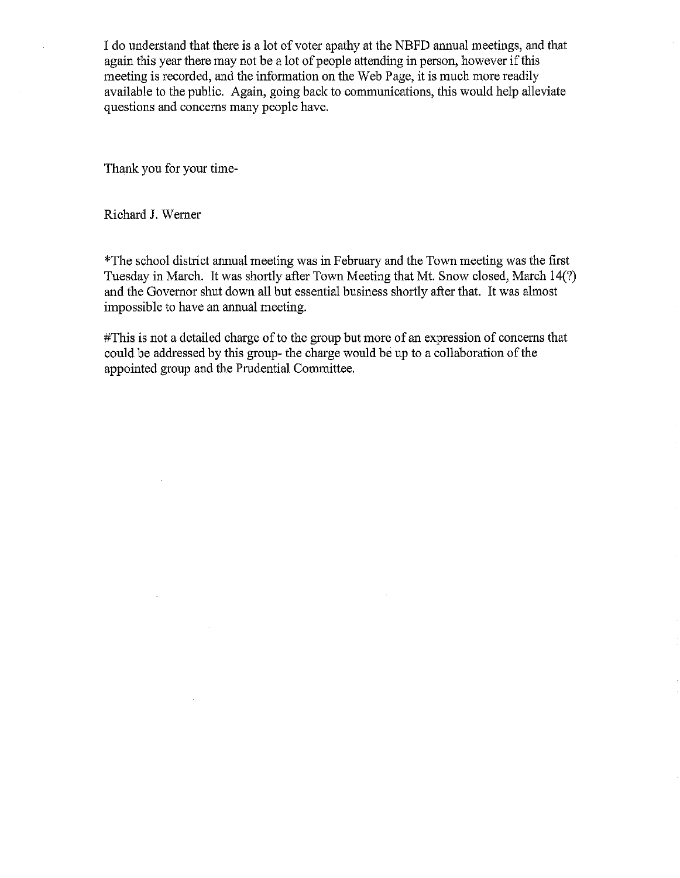I do understand that there is a lot of voter apathy at the NBFD annual meetings, and that again this year there may not be a lot of people attending in person, however if this meeting is recorded, and the information on the Web Page, it is much more readily available to the public. Again, going back to communications, this would help alleviate questions and concerns many people have.

Thank you for your time-

Richard J. Werner

*The school district annual meeting was in February and the Town meeting was the first Tuesday in March. It was shortly after Town Meeting that Mt. Snow closed, March 14(?) and the Governor shut down all but essential business shortly after that. It was almost impossible to have an annual meeting.

#This is not a detailed charge of to the group but more of an expression of concerns that could be addressed by this group- the charge would be up to a collaboration of the appointed group and the Prudential Committee.